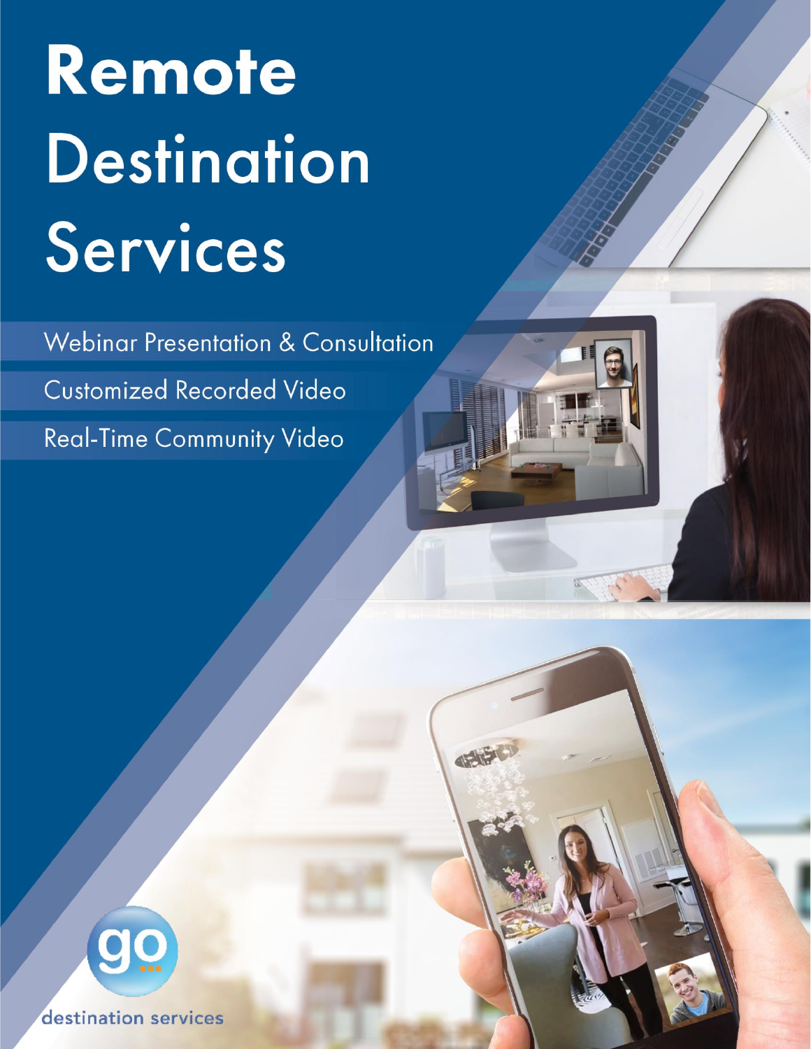# Remote Destination Services

Webinar Presentation & Consultation

Customized Recorded Video

Real-Time Community Video

go

destination services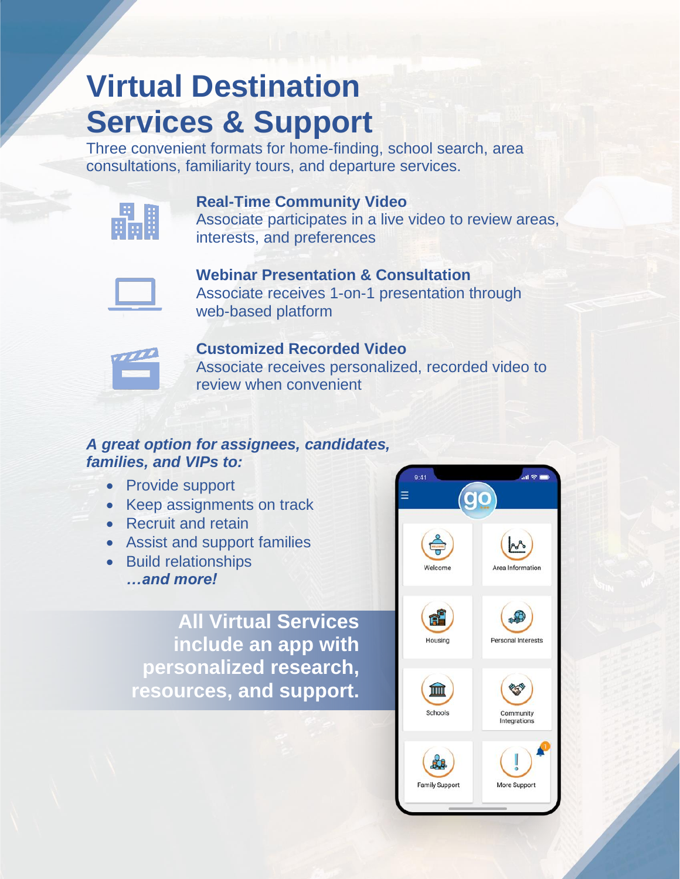# Virtual Destination Services & Support

Three convenient formats for home-finding, school search, area consultations, familiarity tours, and departure services.

**Real-Time Community Video**
Associate participates in a live video to review areas, interests, and preferences

**Webinar Presentation & Consultation**
Associate receives 1-on-1 presentation through web-based platform

**Customized Recorded Video**
Associate receives personalized, recorded video to review when convenient

***A great option for assignees, candidates, families, and VIPs to:***

- Provide support
- Keep assignments on track
- Recruit and retain
- Assist and support families
- Build relationships
  ***…and more!***

**All Virtual Services include an app with personalized research, resources, and support.**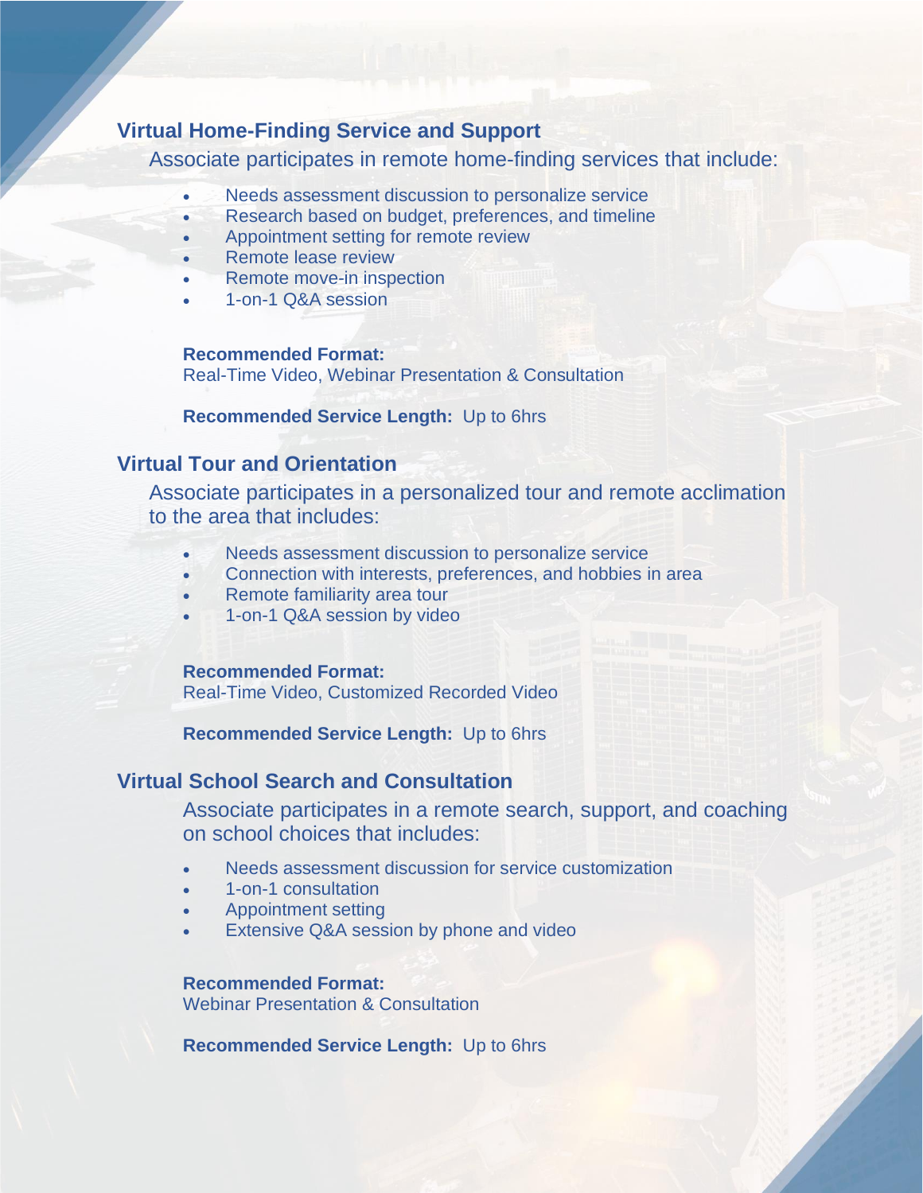## Virtual Home-Finding Service and Support

Associate participates in remote home-finding services that include:

- Needs assessment discussion to personalize service
- Research based on budget, preferences, and timeline
- Appointment setting for remote review
- Remote lease review
- Remote move-in inspection
- 1-on-1 Q&A session

**Recommended Format:**
Real-Time Video, Webinar Presentation & Consultation

**Recommended Service Length:** Up to 6hrs

## Virtual Tour and Orientation

Associate participates in a personalized tour and remote acclimation to the area that includes:

- Needs assessment discussion to personalize service
- Connection with interests, preferences, and hobbies in area
- Remote familiarity area tour
- 1-on-1 Q&A session by video

**Recommended Format:**
Real-Time Video, Customized Recorded Video

**Recommended Service Length:** Up to 6hrs

## Virtual School Search and Consultation

Associate participates in a remote search, support, and coaching on school choices that includes:

- Needs assessment discussion for service customization
- 1-on-1 consultation
- Appointment setting
- Extensive Q&A session by phone and video

**Recommended Format:**
Webinar Presentation & Consultation

**Recommended Service Length:** Up to 6hrs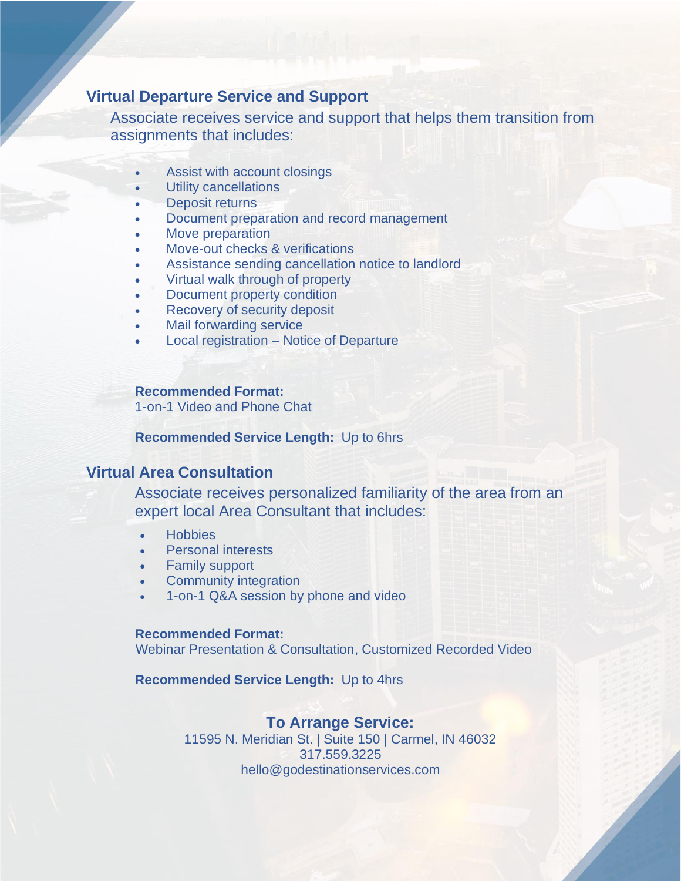## Virtual Departure Service and Support

Associate receives service and support that helps them transition from assignments that includes:

- Assist with account closings
- Utility cancellations
- Deposit returns
- Document preparation and record management
- Move preparation
- Move-out checks & verifications
- Assistance sending cancellation notice to landlord
- Virtual walk through of property
- Document property condition
- Recovery of security deposit
- Mail forwarding service
- Local registration – Notice of Departure

**Recommended Format:**
1-on-1 Video and Phone Chat

**Recommended Service Length:** Up to 6hrs

## Virtual Area Consultation

Associate receives personalized familiarity of the area from an expert local Area Consultant that includes:

- Hobbies
- Personal interests
- Family support
- Community integration
- 1-on-1 Q&A session by phone and video

**Recommended Format:**
Webinar Presentation & Consultation, Customized Recorded Video

**Recommended Service Length:** Up to 4hrs

---

**To Arrange Service:**

11595 N. Meridian St. | Suite 150 | Carmel, IN 46032
317.559.3225
hello@godestinationservices.com